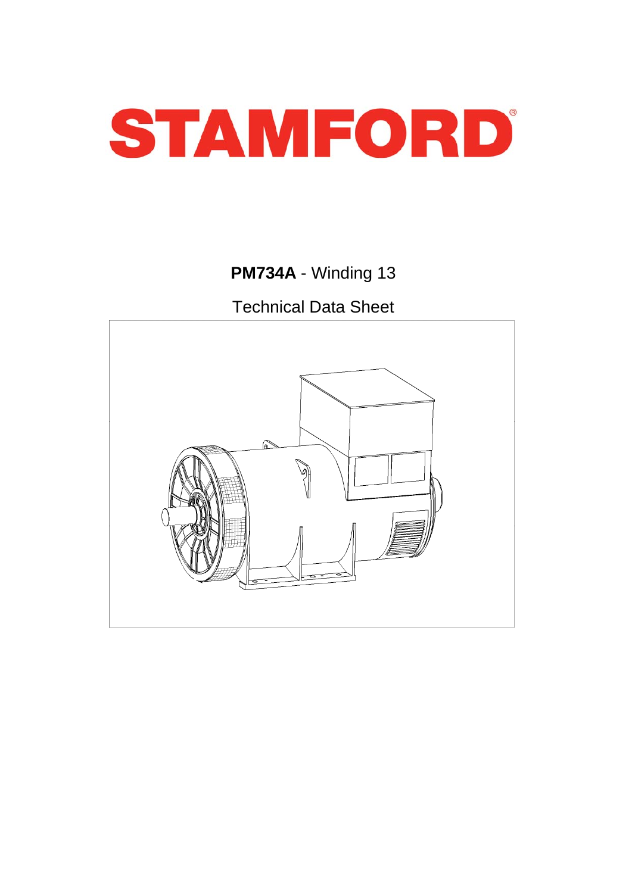# STAMFORD®

**PM734A** - Winding 13

Technical Data Sheet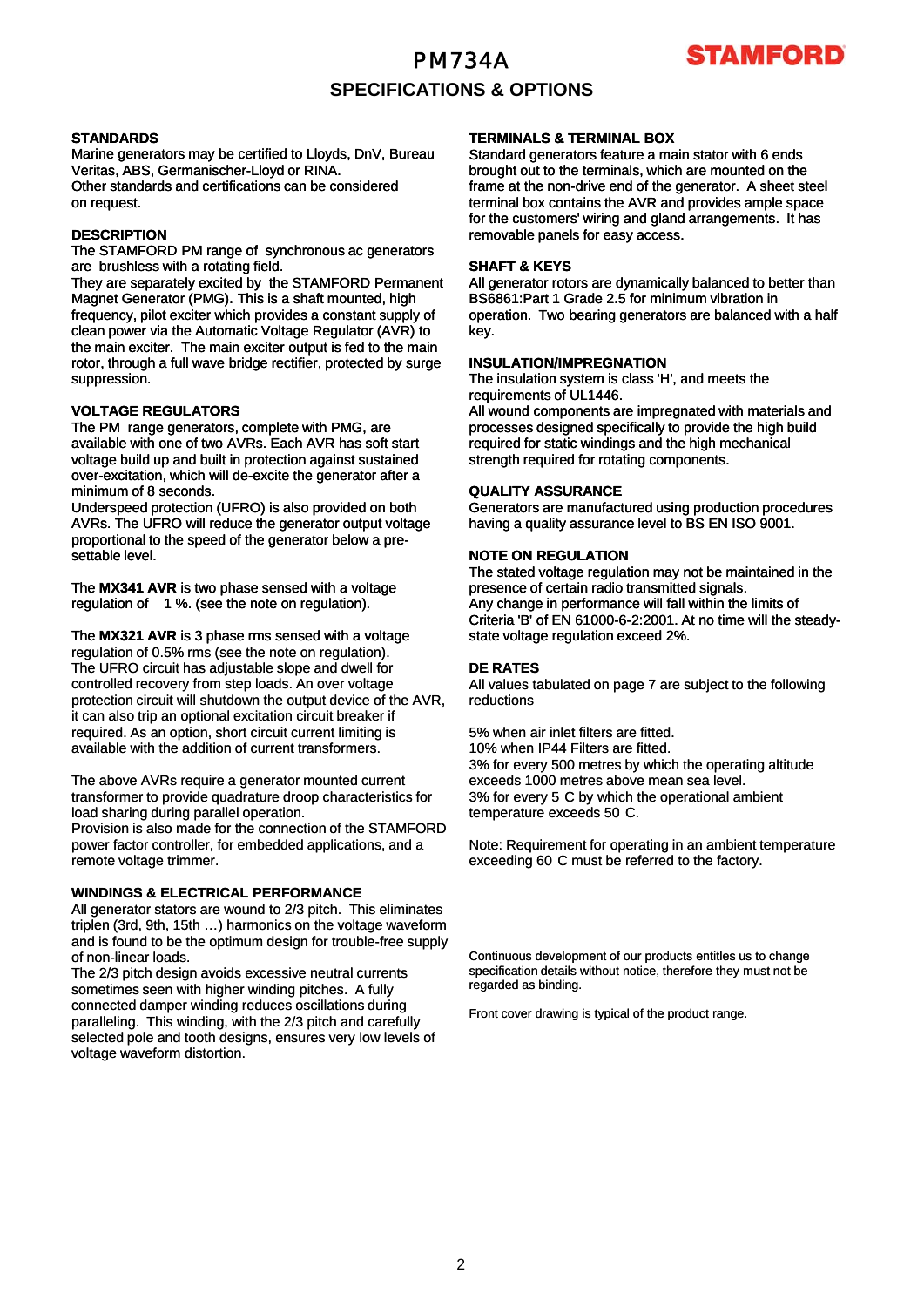# PM734A

## SPECIFICATIONS & OPTIONS

### STANDARDS

Marine generators may be certified to Lloyds, DnV, Bureau Veritas, ABS, Germanischer-Lloyd or RINA.
Other standards and certifications can be considered on request.

### DESCRIPTION

The STAMFORD PM range of synchronous ac generators are brushless with a rotating field.
They are separately excited by the STAMFORD Permanent Magnet Generator (PMG). This is a shaft mounted, high frequency, pilot exciter which provides a constant supply of clean power via the Automatic Voltage Regulator (AVR) to the main exciter. The main exciter output is fed to the main rotor, through a full wave bridge rectifier, protected by surge suppression.

### VOLTAGE REGULATORS

The PM range generators, complete with PMG, are available with one of two AVRs. Each AVR has soft start voltage build up and built in protection against sustained over-excitation, which will de-excite the generator after a minimum of 8 seconds.
Underspeed protection (UFRO) is also provided on both AVRs. The UFRO will reduce the generator output voltage proportional to the speed of the generator below a pre-settable level.

The **MX341 AVR** is two phase sensed with a voltage regulation of 1 %. (see the note on regulation).

The **MX321 AVR** is 3 phase rms sensed with a voltage regulation of 0.5% rms (see the note on regulation).
The UFRO circuit has adjustable slope and dwell for controlled recovery from step loads. An over voltage protection circuit will shutdown the output device of the AVR, it can also trip an optional excitation circuit breaker if required. As an option, short circuit current limiting is available with the addition of current transformers.

The above AVRs require a generator mounted current transformer to provide quadrature droop characteristics for load sharing during parallel operation.
Provision is also made for the connection of the STAMFORD power factor controller, for embedded applications, and a remote voltage trimmer.

### WINDINGS & ELECTRICAL PERFORMANCE

All generator stators are wound to 2/3 pitch. This eliminates triplen (3rd, 9th, 15th …) harmonics on the voltage waveform and is found to be the optimum design for trouble-free supply of non-linear loads.
The 2/3 pitch design avoids excessive neutral currents sometimes seen with higher winding pitches. A fully connected damper winding reduces oscillations during paralleling. This winding, with the 2/3 pitch and carefully selected pole and tooth designs, ensures very low levels of voltage waveform distortion.

### TERMINALS & TERMINAL BOX

Standard generators feature a main stator with 6 ends brought out to the terminals, which are mounted on the frame at the non-drive end of the generator. A sheet steel terminal box contains the AVR and provides ample space for the customers' wiring and gland arrangements. It has removable panels for easy access.

### SHAFT & KEYS

All generator rotors are dynamically balanced to better than BS6861:Part 1 Grade 2.5 for minimum vibration in operation. Two bearing generators are balanced with a half key.

### INSULATION/IMPREGNATION

The insulation system is class 'H', and meets the requirements of UL1446.
All wound components are impregnated with materials and processes designed specifically to provide the high build required for static windings and the high mechanical strength required for rotating components.

### QUALITY ASSURANCE

Generators are manufactured using production procedures having a quality assurance level to BS EN ISO 9001.

### NOTE ON REGULATION

The stated voltage regulation may not be maintained in the presence of certain radio transmitted signals.
Any change in performance will fall within the limits of Criteria 'B' of EN 61000-6-2:2001. At no time will the steady-state voltage regulation exceed 2%.

### DE RATES

All values tabulated on page 7 are subject to the following reductions

5% when air inlet filters are fitted.
10% when IP44 Filters are fitted.
3% for every 500 metres by which the operating altitude exceeds 1000 metres above mean sea level.
3% for every 5 C by which the operational ambient temperature exceeds 50 C.

Note: Requirement for operating in an ambient temperature exceeding 60 C must be referred to the factory.

Continuous development of our products entitles us to change specification details without notice, therefore they must not be regarded as binding.

Front cover drawing is typical of the product range.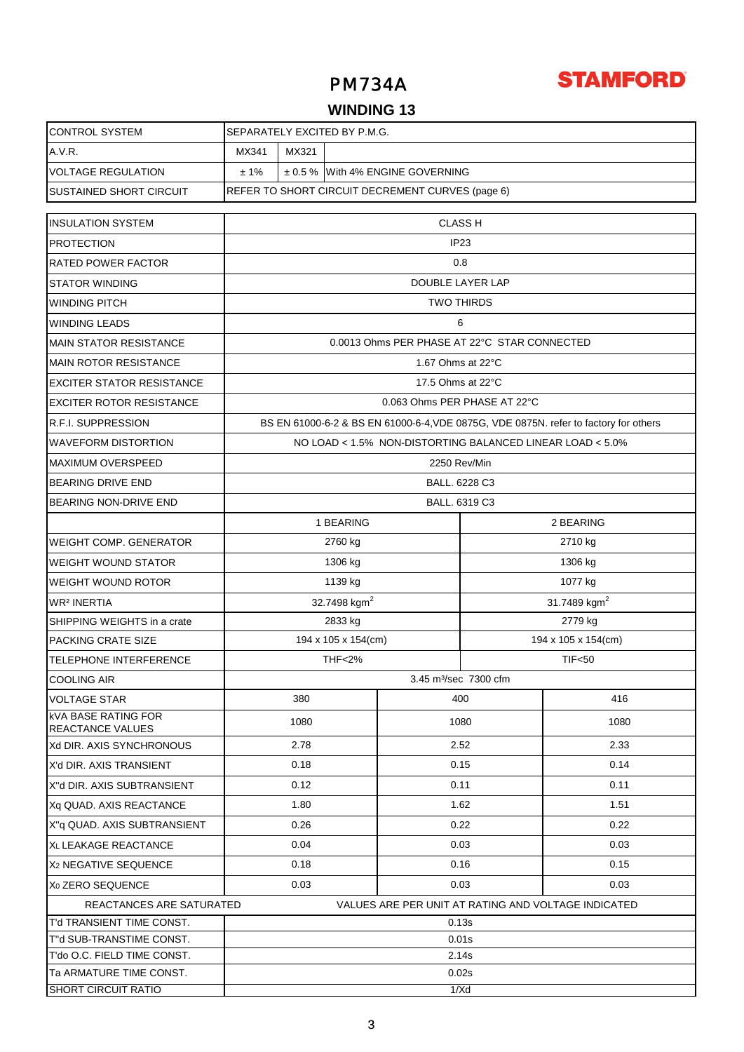# PM734A

**STAMFORD**

## WINDING 13

| CONTROL SYSTEM | SEPARATELY EXCITED BY P.M.G. | | |
|---|---|---|---|
| A.V.R. | MX341 | MX321 | |
| VOLTAGE REGULATION | ± 1% | ± 0.5 % | With 4% ENGINE GOVERNING |
| SUSTAINED SHORT CIRCUIT | REFER TO SHORT CIRCUIT DECREMENT CURVES (page 6) | | |

| INSULATION SYSTEM | CLASS H | | |
|---|---|---|---|
| PROTECTION | IP23 | | |
| RATED POWER FACTOR | 0.8 | | |
| STATOR WINDING | DOUBLE LAYER LAP | | |
| WINDING PITCH | TWO THIRDS | | |
| WINDING LEADS | 6 | | |
| MAIN STATOR RESISTANCE | 0.0013 Ohms PER PHASE AT 22°C STAR CONNECTED | | |
| MAIN ROTOR RESISTANCE | 1.67 Ohms at 22°C | | |
| EXCITER STATOR RESISTANCE | 17.5 Ohms at 22°C | | |
| EXCITER ROTOR RESISTANCE | 0.063 Ohms PER PHASE AT 22°C | | |
| R.F.I. SUPPRESSION | BS EN 61000-6-2 & BS EN 61000-6-4,VDE 0875G, VDE 0875N. refer to factory for others | | |
| WAVEFORM DISTORTION | NO LOAD < 1.5% NON-DISTORTING BALANCED LINEAR LOAD < 5.0% | | |
| MAXIMUM OVERSPEED | 2250 Rev/Min | | |
| BEARING DRIVE END | BALL. 6228 C3 | | |
| BEARING NON-DRIVE END | BALL. 6319 C3 | | |
| | 1 BEARING | | 2 BEARING |
| WEIGHT COMP. GENERATOR | 2760 kg | | 2710 kg |
| WEIGHT WOUND STATOR | 1306 kg | | 1306 kg |
| WEIGHT WOUND ROTOR | 1139 kg | | 1077 kg |
| WR² INERTIA | 32.7498 kgm$^2$ | | 31.7489 kgm$^2$ |
| SHIPPING WEIGHTS in a crate | 2833 kg | | 2779 kg |
| PACKING CRATE SIZE | 194 x 105 x 154(cm) | | 194 x 105 x 154(cm) |
| TELEPHONE INTERFERENCE | THF<2% | | TIF<50 |
| COOLING AIR | 3.45 m³/sec 7300 cfm | | |
| VOLTAGE STAR | 380 | 400 | 416 |
| kVA BASE RATING FOR REACTANCE VALUES | 1080 | 1080 | 1080 |
| Xd DIR. AXIS SYNCHRONOUS | 2.78 | 2.52 | 2.33 |
| X'd DIR. AXIS TRANSIENT | 0.18 | 0.15 | 0.14 |
| X''d DIR. AXIS SUBTRANSIENT | 0.12 | 0.11 | 0.11 |
| Xq QUAD. AXIS REACTANCE | 1.80 | 1.62 | 1.51 |
| X''q QUAD. AXIS SUBTRANSIENT | 0.26 | 0.22 | 0.22 |
| $X_L$ LEAKAGE REACTANCE | 0.04 | 0.03 | 0.03 |
| $X_2$ NEGATIVE SEQUENCE | 0.18 | 0.16 | 0.15 |
| $X_0$ ZERO SEQUENCE | 0.03 | 0.03 | 0.03 |
| REACTANCES ARE SATURATED | VALUES ARE PER UNIT AT RATING AND VOLTAGE INDICATED | | |
| T'd TRANSIENT TIME CONST. | 0.13s | | |
| T''d SUB-TRANSTIME CONST. | 0.01s | | |
| T'do O.C. FIELD TIME CONST. | 2.14s | | |
| Ta ARMATURE TIME CONST. | 0.02s | | |
| SHORT CIRCUIT RATIO | 1/Xd | | |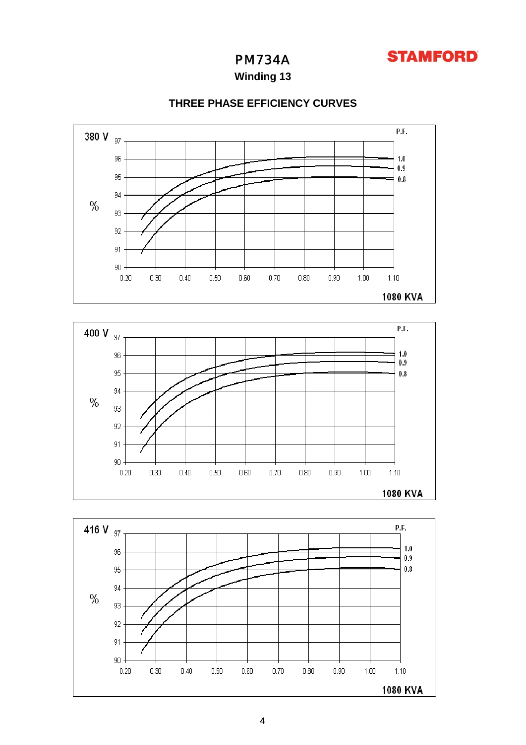# PM734A

## Winding 13

### THREE PHASE EFFICIENCY CURVES

**380 V**

P.F.: 1.0, 0.9, 0.8

% (90–97) vs. 0.20–1.10

1080 KVA

**400 V**

P.F.: 1.0, 0.9, 0.8

% (90–97) vs. 0.20–1.10

1080 KVA

**416 V**

P.F.: 1.0, 0.9, 0.8

% (90–97) vs. 0.20–1.10

1080 KVA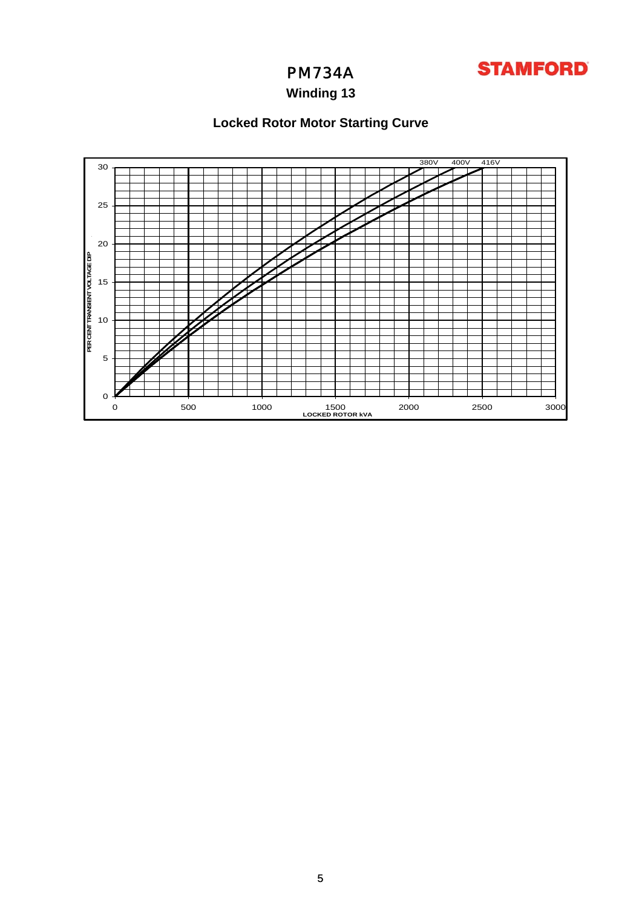# PM734A

## Winding 13

### Locked Rotor Motor Starting Curve

PER CENT TRANSIENT VOLTAGE DIP

380V 400V 416V

0 5 10 15 20 25 30

0 500 1000 1500 2000 2500 3000

LOCKED ROTOR kVA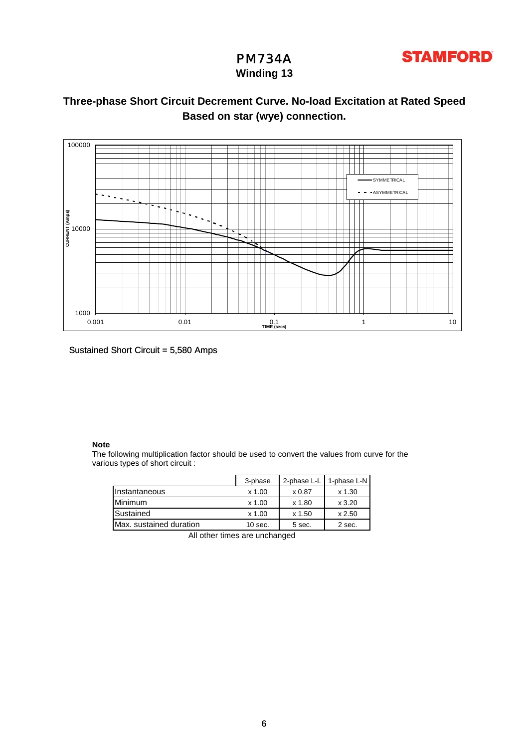# PM734A

## Winding 13

STAMFORD

### Three-phase Short Circuit Decrement Curve. No-load Excitation at Rated Speed
### Based on star (wye) connection.

CURRENT (Amps)

100000

10000

1000

0.001 0.01 0.1 1 10

TIME (secs)

SYMMETRICAL

ASYMMETRICAL

Sustained Short Circuit = 5,580 Amps

**Note**

The following multiplication factor should be used to convert the values from curve for the various types of short circuit :

| | 3-phase | 2-phase L-L | 1-phase L-N |
|---|---|---|---|
| Instantaneous | x 1.00 | x 0.87 | x 1.30 |
| Minimum | x 1.00 | x 1.80 | x 3.20 |
| Sustained | x 1.00 | x 1.50 | x 2.50 |
| Max. sustained duration | 10 sec. | 5 sec. | 2 sec. |

All other times are unchanged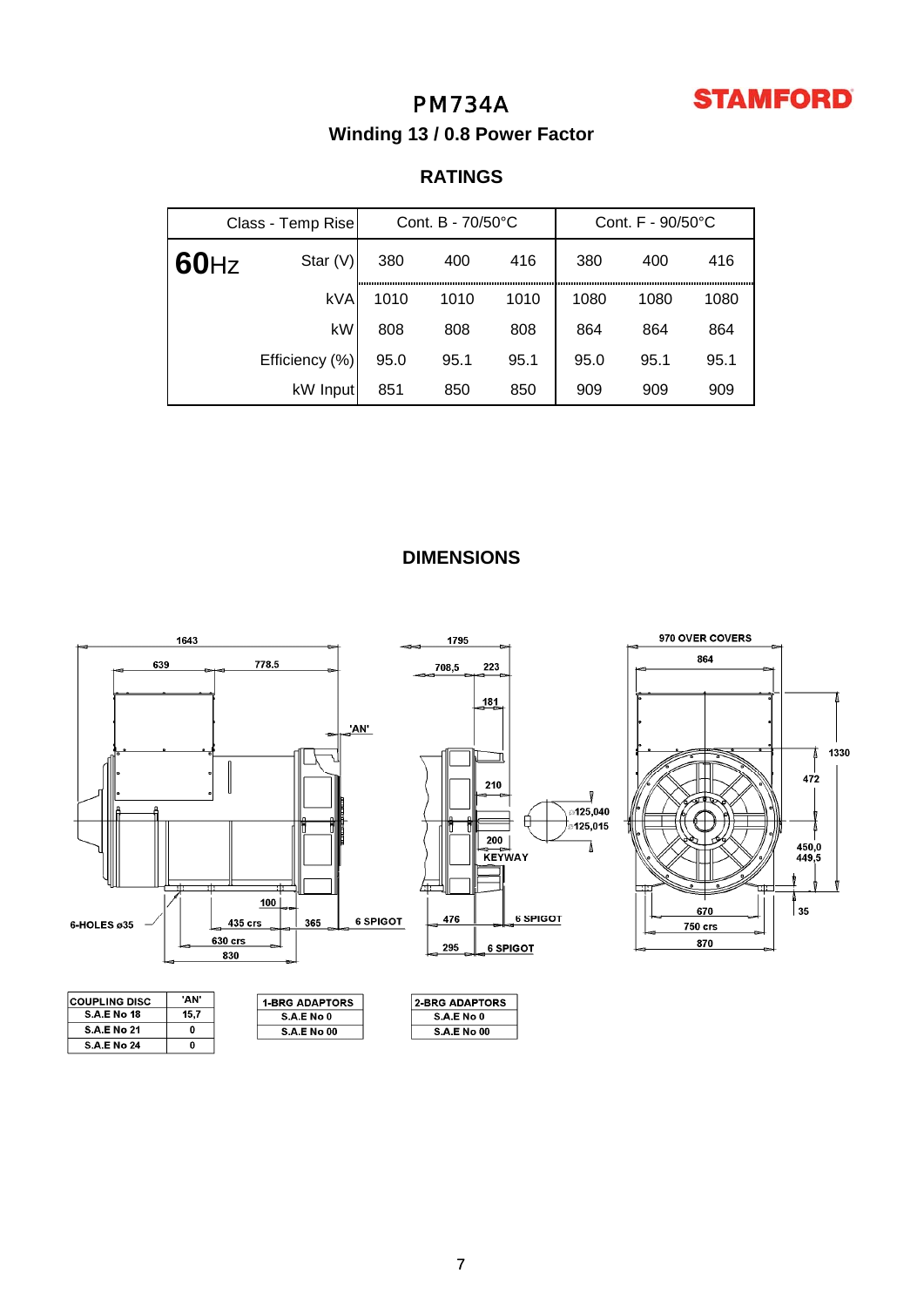# PM734A

**STAMFORD**

## Winding 13 / 0.8 Power Factor

### RATINGS

| Class - Temp Rise | | Cont. B - 70/50°C | | | Cont. F - 90/50°C | | |
|---|---|---|---|---|---|---|---|
| **60**Hz | Star (V) | 380 | 400 | 416 | 380 | 400 | 416 |
| | kVA | 1010 | 1010 | 1010 | 1080 | 1080 | 1080 |
| | kW | 808 | 808 | 808 | 864 | 864 | 864 |
| | Efficiency (%) | 95.0 | 95.1 | 95.1 | 95.0 | 95.1 | 95.1 |
| | kW Input | 851 | 850 | 850 | 909 | 909 | 909 |

### DIMENSIONS

1643
639
778.5
'AN'
100
6-HOLES ø35
435 crs
365
6 SPIGOT
630 crs
830

1795
708,5
223
181
210
ø125,040
ø125,015
200
KEYWAY
476
6 SPIGOT
295
6 SPIGOT

970 OVER COVERS
864
1330
472
450,0
449,5
35
670
750 crs
870

| COUPLING DISC | 'AN' |
|---|---|
| S.A.E No 18 | 15,7 |
| S.A.E No 21 | 0 |
| S.A.E No 24 | 0 |

| 1-BRG ADAPTORS |
|---|
| S.A.E No 0 |
| S.A.E No 00 |

| 2-BRG ADAPTORS |
|---|
| S.A.E No 0 |
| S.A.E No 00 |